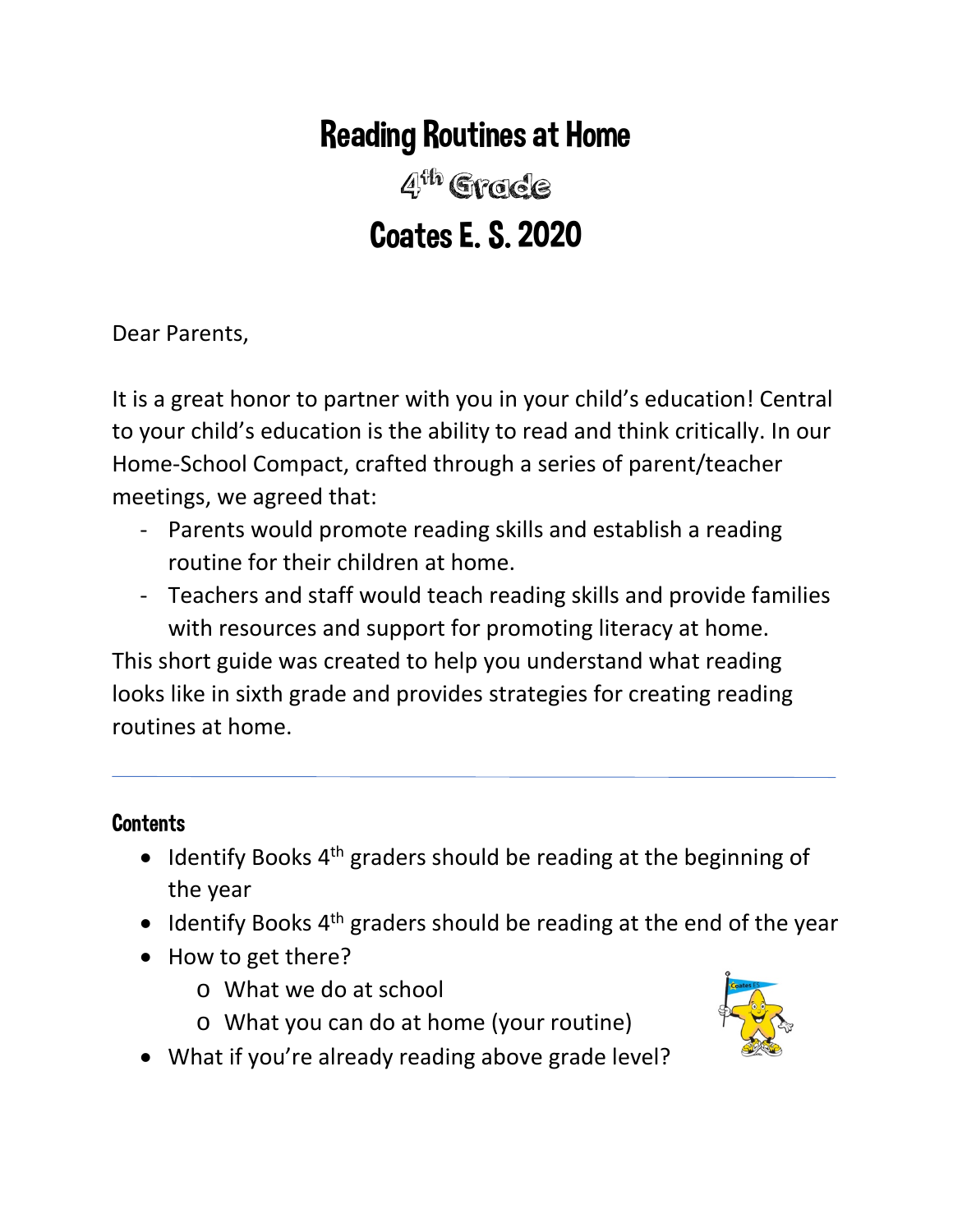# Reading Routines at Home

## 4th Grade

## Coates E. S. 2020

Dear Parents,

It is a great honor to partner with you in your child's education! Central to your child's education is the ability to read and think critically. In our Home-School Compact, crafted through a series of parent/teacher meetings, we agreed that:

- Parents would promote reading skills and establish a reading routine for their children at home.
- Teachers and staff would teach reading skills and provide families with resources and support for promoting literacy at home.

This short guide was created to help you understand what reading looks like in sixth grade and provides strategies for creating reading routines at home.

---

### Contents

- Identify Books 4th graders should be reading at the beginning of the year
- Identify Books 4th graders should be reading at the end of the year
- How to get there?
  - What we do at school
  - What you can do at home (your routine)
- What if you're already reading above grade level?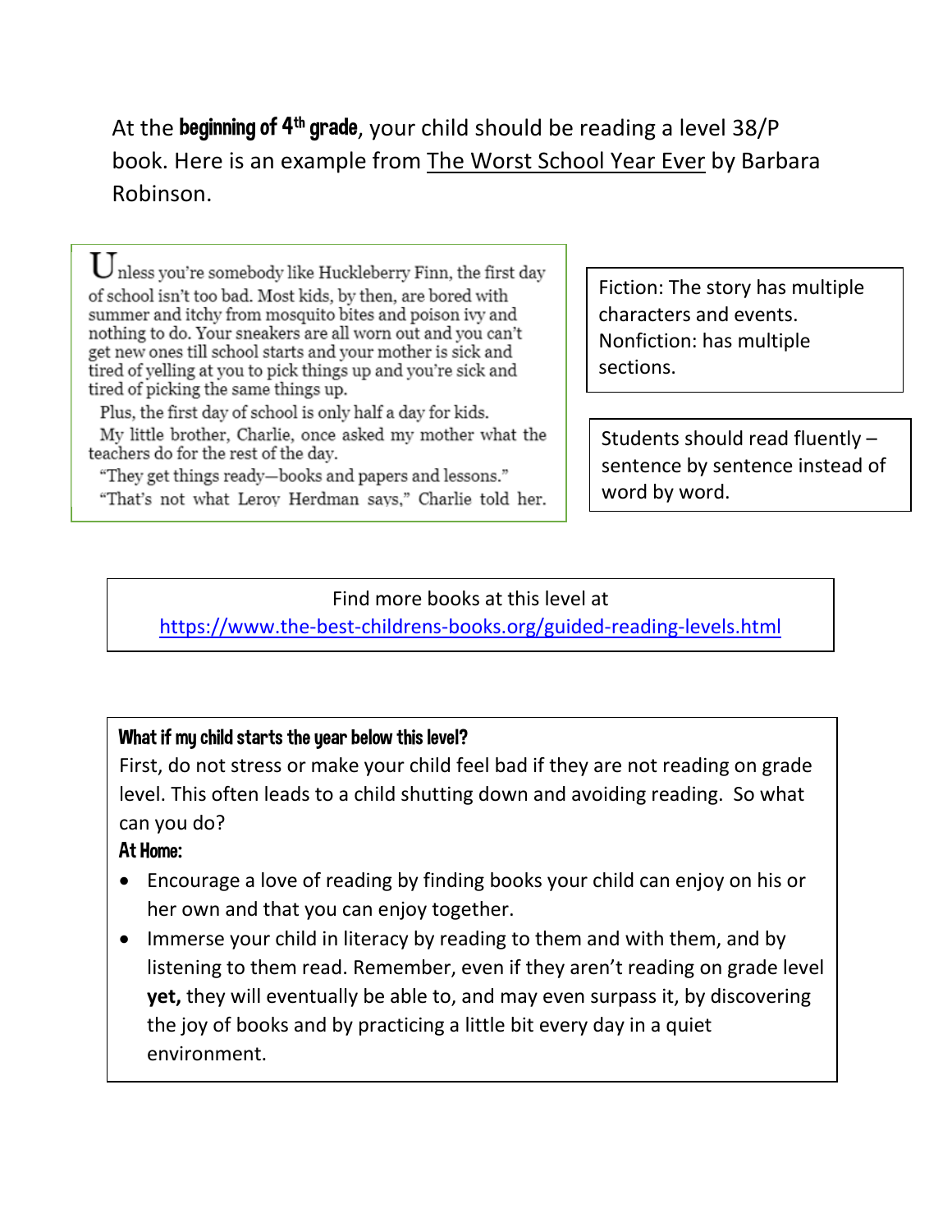At the **beginning of 4th grade**, your child should be reading a level 38/P book. Here is an example from The Worst School Year Ever by Barbara Robinson.

> Unless you're somebody like Huckleberry Finn, the first day of school isn't too bad. Most kids, by then, are bored with summer and itchy from mosquito bites and poison ivy and nothing to do. Your sneakers are all worn out and you can't get new ones till school starts and your mother is sick and tired of yelling at you to pick things up and you're sick and tired of picking the same things up.
>
> Plus, the first day of school is only half a day for kids.
>
> My little brother, Charlie, once asked my mother what the teachers do for the rest of the day.
>
> "They get things ready—books and papers and lessons."
>
> "That's not what Leroy Herdman says," Charlie told her.

Fiction: The story has multiple characters and events.
Nonfiction: has multiple sections.

Students should read fluently – sentence by sentence instead of word by word.

Find more books at this level at
https://www.the-best-childrens-books.org/guided-reading-levels.html

**What if my child starts the year below this level?**

First, do not stress or make your child feel bad if they are not reading on grade level. This often leads to a child shutting down and avoiding reading. So what can you do?

**At Home:**

- Encourage a love of reading by finding books your child can enjoy on his or her own and that you can enjoy together.
- Immerse your child in literacy by reading to them and with them, and by listening to them read. Remember, even if they aren't reading on grade level **yet,** they will eventually be able to, and may even surpass it, by discovering the joy of books and by practicing a little bit every day in a quiet environment.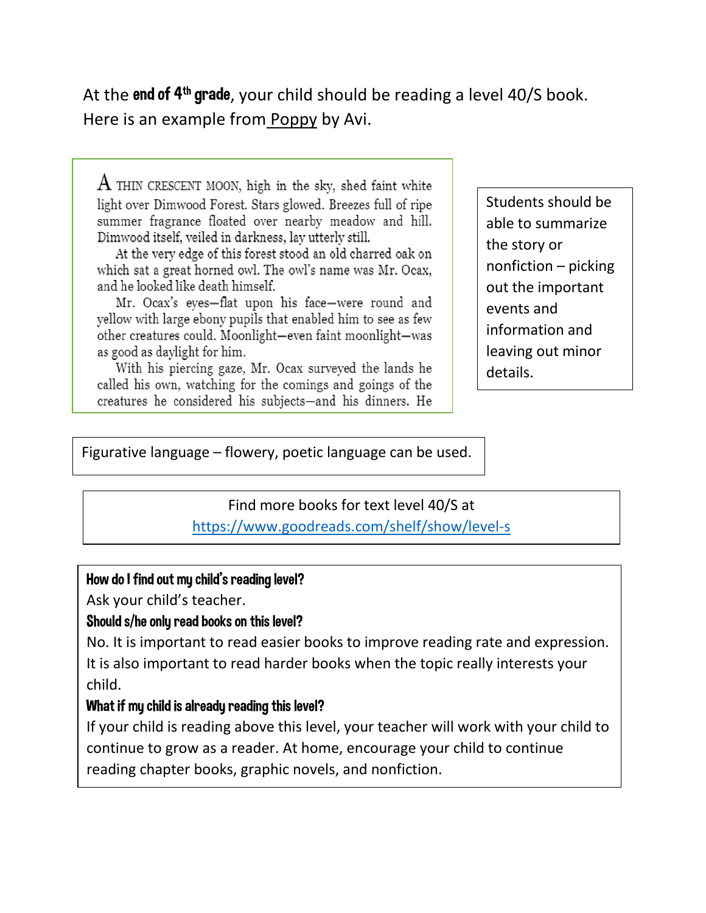At the **end of 4th grade**, your child should be reading a level 40/S book. Here is an example from Poppy by Avi.

> A THIN CRESCENT MOON, high in the sky, shed faint white light over Dimwood Forest. Stars glowed. Breezes full of ripe summer fragrance floated over nearby meadow and hill. Dimwood itself, veiled in darkness, lay utterly still.
>
> At the very edge of this forest stood an old charred oak on which sat a great horned owl. The owl's name was Mr. Ocax, and he looked like death himself.
>
> Mr. Ocax's eyes—flat upon his face—were round and yellow with large ebony pupils that enabled him to see as few other creatures could. Moonlight—even faint moonlight—was as good as daylight for him.
>
> With his piercing gaze, Mr. Ocax surveyed the lands he called his own, watching for the comings and goings of the creatures he considered his subjects—and his dinners. He

Students should be able to summarize the story or nonfiction – picking out the important events and information and leaving out minor details.

Figurative language – flowery, poetic language can be used.

Find more books for text level 40/S at https://www.goodreads.com/shelf/show/level-s

**How do I find out my child's reading level?**

Ask your child's teacher.

**Should s/he only read books on this level?**

No. It is important to read easier books to improve reading rate and expression. It is also important to read harder books when the topic really interests your child.

**What if my child is already reading this level?**

If your child is reading above this level, your teacher will work with your child to continue to grow as a reader. At home, encourage your child to continue reading chapter books, graphic novels, and nonfiction.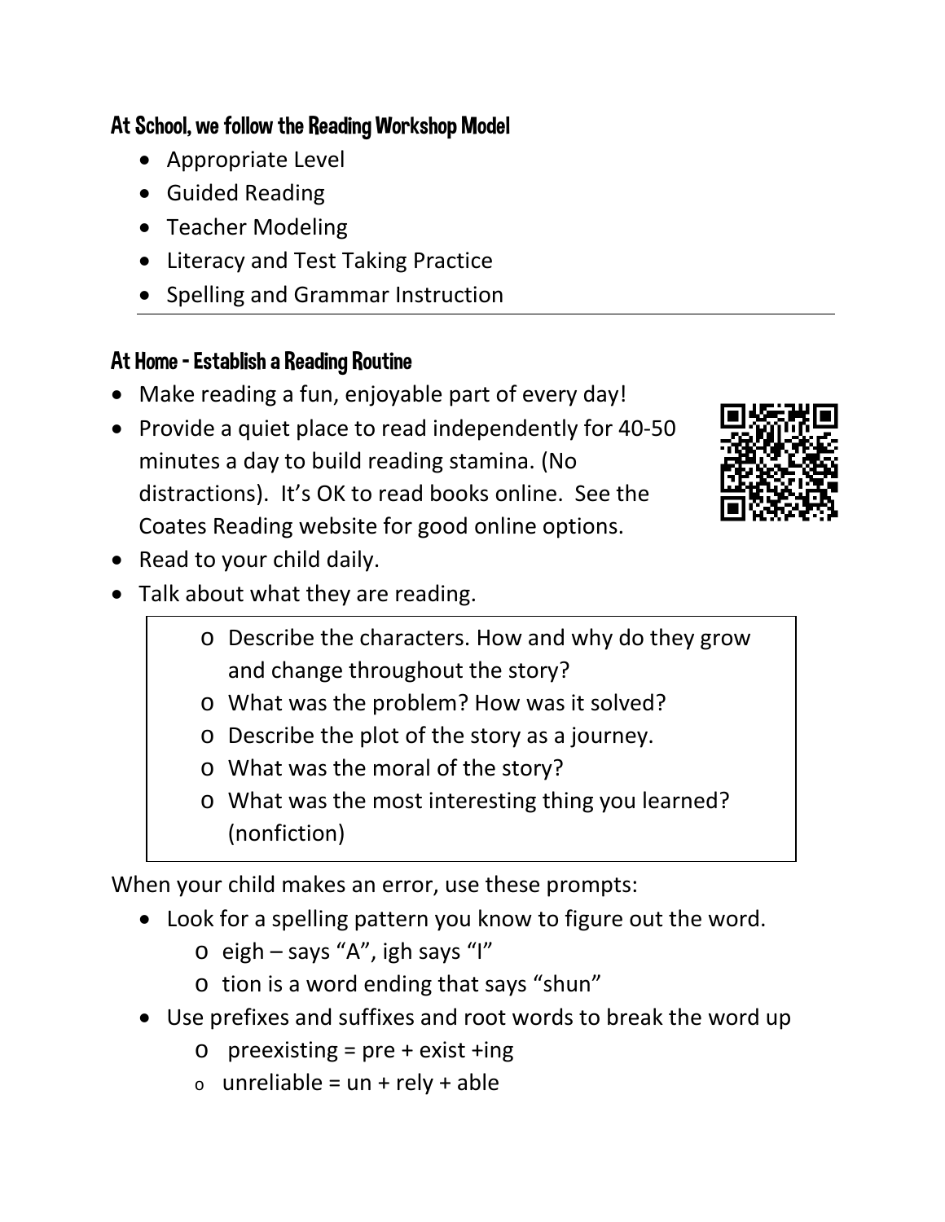## At School, we follow the Reading Workshop Model

- Appropriate Level
- Guided Reading
- Teacher Modeling
- Literacy and Test Taking Practice
- Spelling and Grammar Instruction

---

## At Home - Establish a Reading Routine

- Make reading a fun, enjoyable part of every day!
- Provide a quiet place to read independently for 40-50 minutes a day to build reading stamina. (No distractions). It's OK to read books online. See the Coates Reading website for good online options.
- Read to your child daily.
- Talk about what they are reading.
  - Describe the characters. How and why do they grow and change throughout the story?
  - What was the problem? How was it solved?
  - Describe the plot of the story as a journey.
  - What was the moral of the story?
  - What was the most interesting thing you learned? (nonfiction)

When your child makes an error, use these prompts:

- Look for a spelling pattern you know to figure out the word.
  - eigh – says "A", igh says "I"
  - tion is a word ending that says "shun"
- Use prefixes and suffixes and root words to break the word up
  - preexisting = pre + exist +ing
  - unreliable = un + rely + able